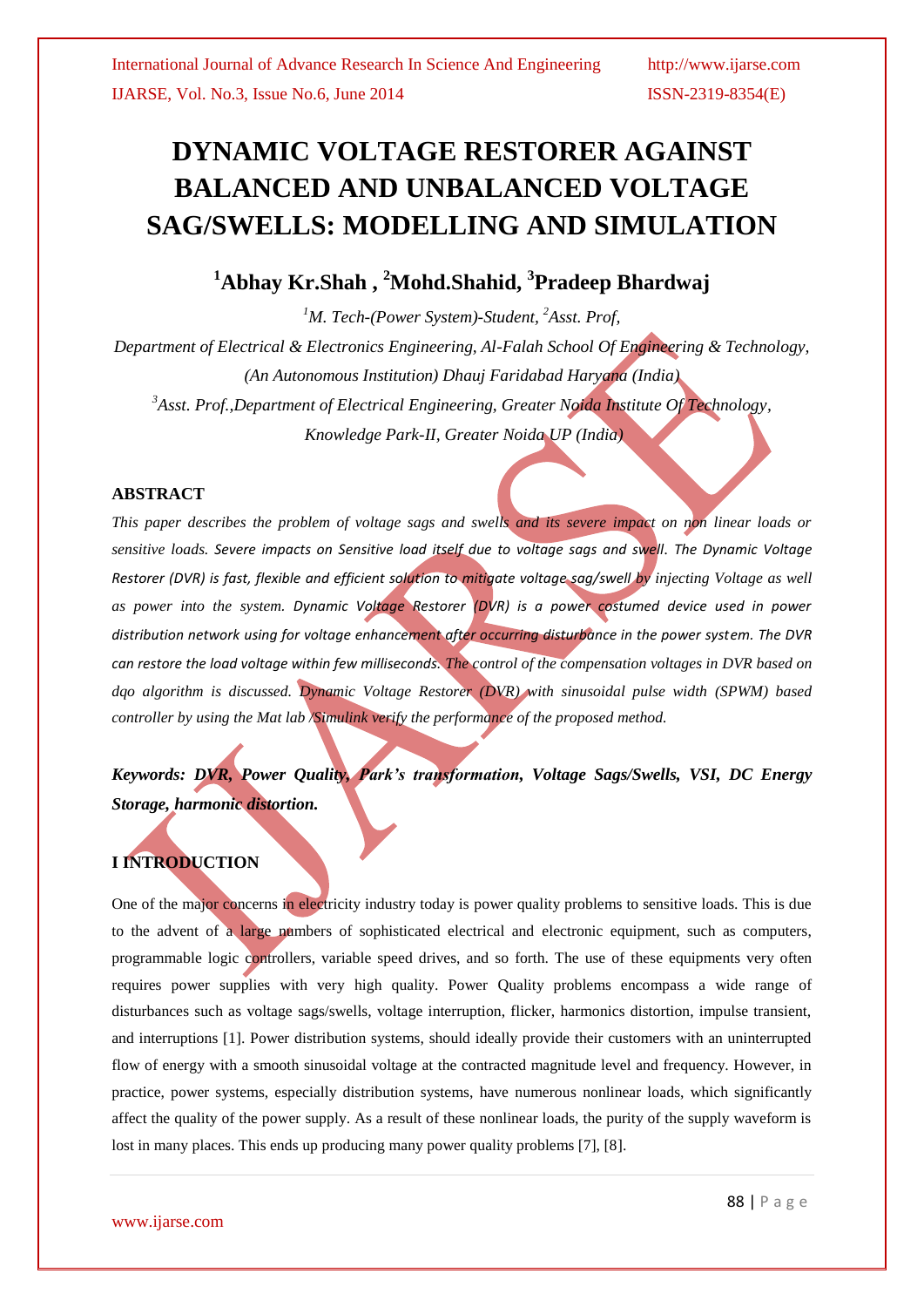# DYNAMIC VOLTAGE RESTORER AGAINST BALANCED AND UNBALANCED VOLTAGE SAG/SWELLS: MODELLING AND SIMULATION

## [1]Abhay Kr.Shah , [2]Mohd.Shahid, [3]Pradeep Bhardwaj

*[1]M. Tech-(Power System)-Student, [2]Asst. Prof,*

*Department of Electrical & Electronics Engineering, Al-Falah School Of Engineering & Technology, (An Autonomous Institution) Dhauj Faridabad Haryana (India)*

*[3]Asst. Prof.,Department of Electrical Engineering, Greater Noida Institute Of Technology, Knowledge Park-II, Greater Noida UP (India)*

### ABSTRACT

*This paper describes the problem of voltage sags and swells and its severe impact on non linear loads or sensitive loads. Severe impacts on Sensitive load itself due to voltage sags and swell. The Dynamic Voltage Restorer (DVR) is fast, flexible and efficient solution to mitigate voltage sag/swell by injecting Voltage as well as power into the system. Dynamic Voltage Restorer (DVR) is a power costumed device used in power distribution network using for voltage enhancement after occurring disturbance in the power system. The DVR can restore the load voltage within few milliseconds. The control of the compensation voltages in DVR based on dqo algorithm is discussed. Dynamic Voltage Restorer (DVR) with sinusoidal pulse width (SPWM) based controller by using the Mat lab /Simulink verify the performance of the proposed method.*

***Keywords: DVR, Power Quality, Park's transformation, Voltage Sags/Swells, VSI, DC Energy Storage, harmonic distortion.***

### I INTRODUCTION

One of the major concerns in electricity industry today is power quality problems to sensitive loads. This is due to the advent of a large numbers of sophisticated electrical and electronic equipment, such as computers, programmable logic controllers, variable speed drives, and so forth. The use of these equipments very often requires power supplies with very high quality. Power Quality problems encompass a wide range of disturbances such as voltage sags/swells, voltage interruption, flicker, harmonics distortion, impulse transient, and interruptions [1]. Power distribution systems, should ideally provide their customers with an uninterrupted flow of energy with a smooth sinusoidal voltage at the contracted magnitude level and frequency. However, in practice, power systems, especially distribution systems, have numerous nonlinear loads, which significantly affect the quality of the power supply. As a result of these nonlinear loads, the purity of the supply waveform is lost in many places. This ends up producing many power quality problems [7], [8].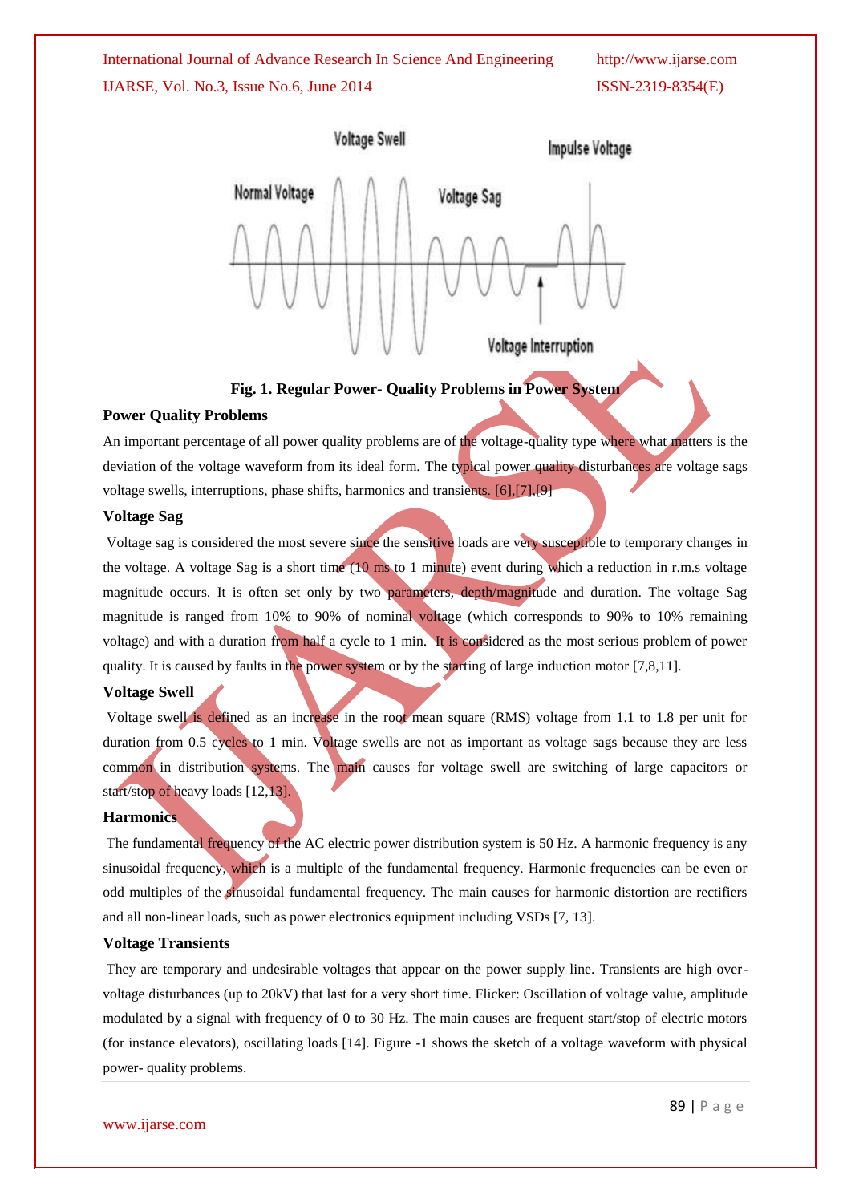**Fig. 1. Regular Power- Quality Problems in Power System**

### Power Quality Problems

An important percentage of all power quality problems are of the voltage-quality type where what matters is the deviation of the voltage waveform from its ideal form. The typical power quality disturbances are voltage sags voltage swells, interruptions, phase shifts, harmonics and transients. [6],[7],[9]

### Voltage Sag

Voltage sag is considered the most severe since the sensitive loads are very susceptible to temporary changes in the voltage. A voltage Sag is a short time (10 ms to 1 minute) event during which a reduction in r.m.s voltage magnitude occurs. It is often set only by two parameters, depth/magnitude and duration. The voltage Sag magnitude is ranged from 10% to 90% of nominal voltage (which corresponds to 90% to 10% remaining voltage) and with a duration from half a cycle to 1 min. It is considered as the most serious problem of power quality. It is caused by faults in the power system or by the starting of large induction motor [7,8,11].

### Voltage Swell

Voltage swell is defined as an increase in the root mean square (RMS) voltage from 1.1 to 1.8 per unit for duration from 0.5 cycles to 1 min. Voltage swells are not as important as voltage sags because they are less common in distribution systems. The main causes for voltage swell are switching of large capacitors or start/stop of heavy loads [12,13].

### Harmonics

The fundamental frequency of the AC electric power distribution system is 50 Hz. A harmonic frequency is any sinusoidal frequency, which is a multiple of the fundamental frequency. Harmonic frequencies can be even or odd multiples of the sinusoidal fundamental frequency. The main causes for harmonic distortion are rectifiers and all non-linear loads, such as power electronics equipment including VSDs [7, 13].

### Voltage Transients

They are temporary and undesirable voltages that appear on the power supply line. Transients are high over-voltage disturbances (up to 20kV) that last for a very short time. Flicker: Oscillation of voltage value, amplitude modulated by a signal with frequency of 0 to 30 Hz. The main causes are frequent start/stop of electric motors (for instance elevators), oscillating loads [14]. Figure -1 shows the sketch of a voltage waveform with physical power- quality problems.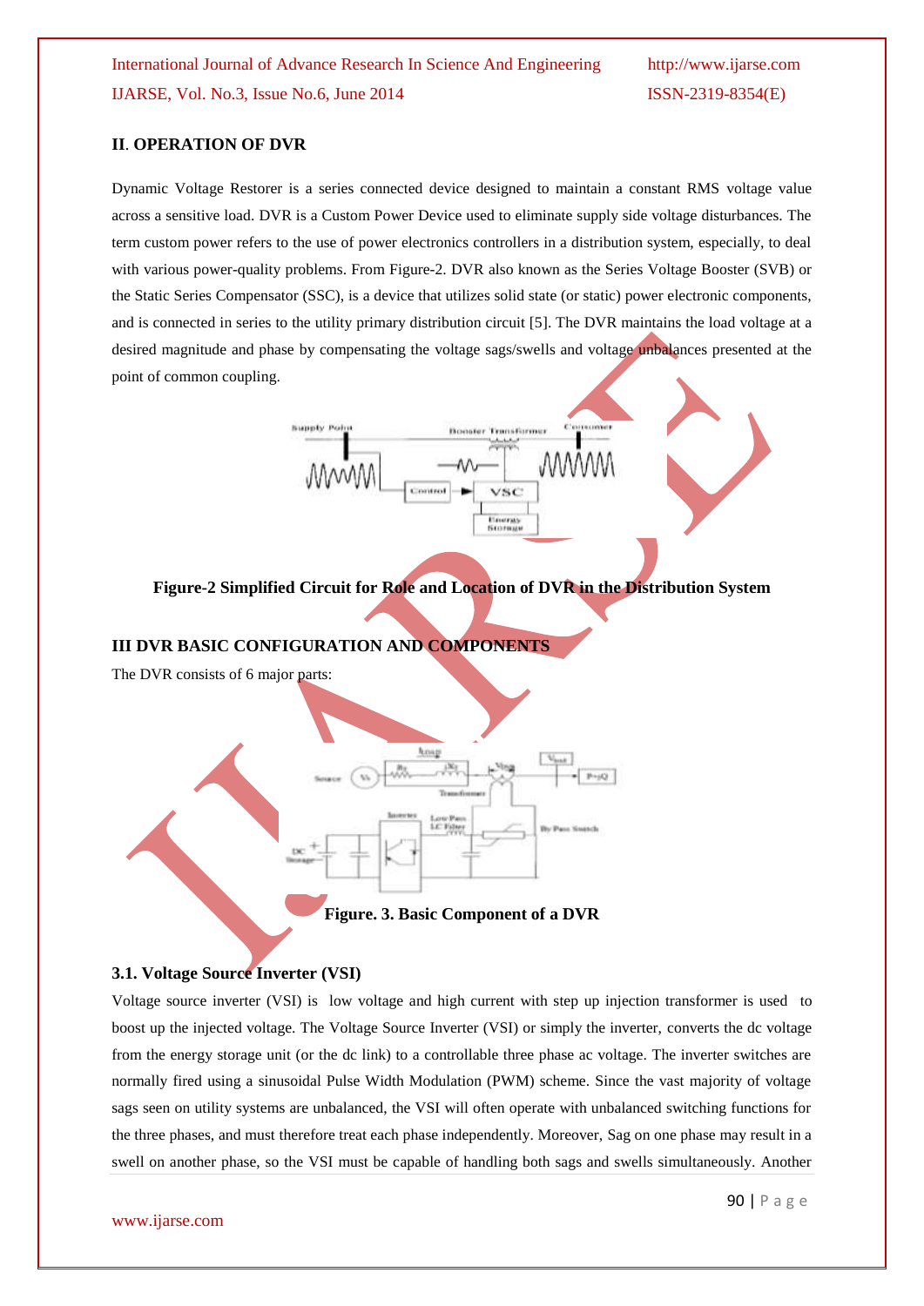## II. OPERATION OF DVR

Dynamic Voltage Restorer is a series connected device designed to maintain a constant RMS voltage value across a sensitive load. DVR is a Custom Power Device used to eliminate supply side voltage disturbances. The term custom power refers to the use of power electronics controllers in a distribution system, especially, to deal with various power-quality problems. From Figure-2. DVR also known as the Series Voltage Booster (SVB) or the Static Series Compensator (SSC), is a device that utilizes solid state (or static) power electronic components, and is connected in series to the utility primary distribution circuit [5]. The DVR maintains the load voltage at a desired magnitude and phase by compensating the voltage sags/swells and voltage unbalances presented at the point of common coupling.

**Figure-2 Simplified Circuit for Role and Location of DVR in the Distribution System**

## III DVR BASIC CONFIGURATION AND COMPONENTS

The DVR consists of 6 major parts:

**Figure. 3. Basic Component of a DVR**

### 3.1. Voltage Source Inverter (VSI)

Voltage source inverter (VSI) is low voltage and high current with step up injection transformer is used to boost up the injected voltage. The Voltage Source Inverter (VSI) or simply the inverter, converts the dc voltage from the energy storage unit (or the dc link) to a controllable three phase ac voltage. The inverter switches are normally fired using a sinusoidal Pulse Width Modulation (PWM) scheme. Since the vast majority of voltage sags seen on utility systems are unbalanced, the VSI will often operate with unbalanced switching functions for the three phases, and must therefore treat each phase independently. Moreover, Sag on one phase may result in a swell on another phase, so the VSI must be capable of handling both sags and swells simultaneously. Another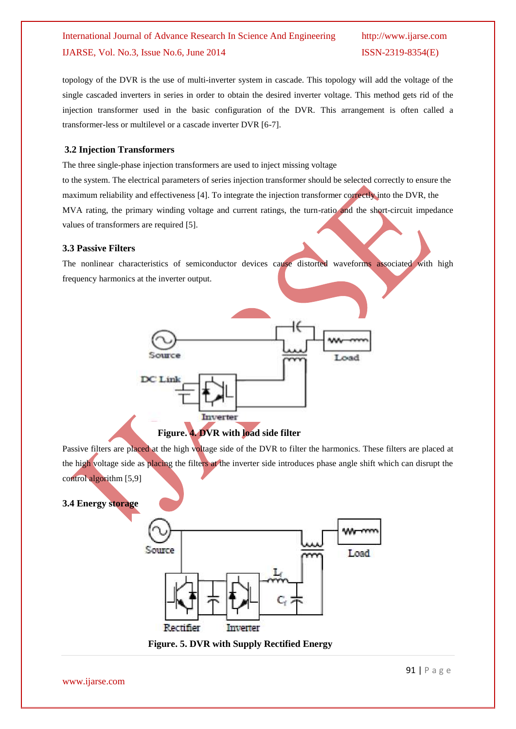topology of the DVR is the use of multi-inverter system in cascade. This topology will add the voltage of the single cascaded inverters in series in order to obtain the desired inverter voltage. This method gets rid of the injection transformer used in the basic configuration of the DVR. This arrangement is often called a transformer-less or multilevel or a cascade inverter DVR [6-7].

### 3.2 Injection Transformers

The three single-phase injection transformers are used to inject missing voltage to the system. The electrical parameters of series injection transformer should be selected correctly to ensure the maximum reliability and effectiveness [4]. To integrate the injection transformer correctly into the DVR, the MVA rating, the primary winding voltage and current ratings, the turn-ratio and the short-circuit impedance values of transformers are required [5].

### 3.3 Passive Filters

The nonlinear characteristics of semiconductor devices cause distorted waveforms associated with high frequency harmonics at the inverter output.

**Figure. 4. DVR with load side filter**

Passive filters are placed at the high voltage side of the DVR to filter the harmonics. These filters are placed at the high voltage side as placing the filters at the inverter side introduces phase angle shift which can disrupt the control algorithm [5,9]

### 3.4 Energy storage

**Figure. 5. DVR with Supply Rectified Energy**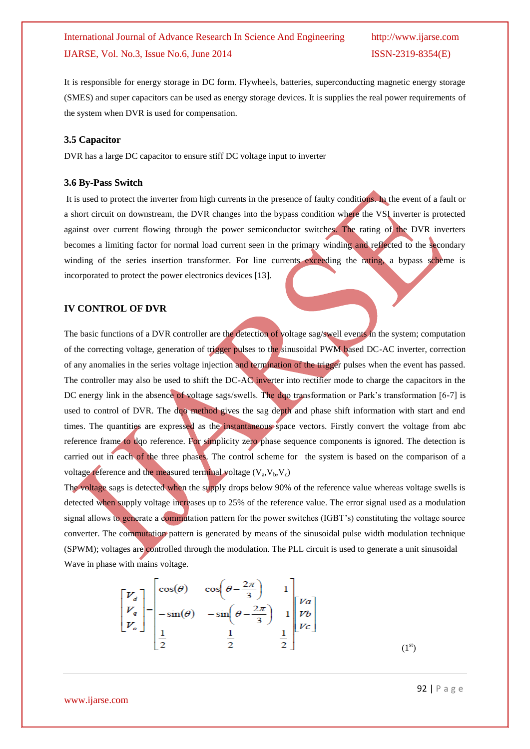It is responsible for energy storage in DC form. Flywheels, batteries, superconducting magnetic energy storage (SMES) and super capacitors can be used as energy storage devices. It is supplies the real power requirements of the system when DVR is used for compensation.

### 3.5 Capacitor

DVR has a large DC capacitor to ensure stiff DC voltage input to inverter

### 3.6 By-Pass Switch

It is used to protect the inverter from high currents in the presence of faulty conditions. In the event of a fault or a short circuit on downstream, the DVR changes into the bypass condition where the VSI inverter is protected against over current flowing through the power semiconductor switches. The rating of the DVR inverters becomes a limiting factor for normal load current seen in the primary winding and reflected to the secondary winding of the series insertion transformer. For line currents exceeding the rating, a bypass scheme is incorporated to protect the power electronics devices [13].

## IV CONTROL OF DVR

The basic functions of a DVR controller are the detection of voltage sag/swell events in the system; computation of the correcting voltage, generation of trigger pulses to the sinusoidal PWM based DC-AC inverter, correction of any anomalies in the series voltage injection and termination of the trigger pulses when the event has passed. The controller may also be used to shift the DC-AC inverter into rectifier mode to charge the capacitors in the DC energy link in the absence of voltage sags/swells. The dqo transformation or Park's transformation [6-7] is used to control of DVR. The dqo method gives the sag depth and phase shift information with start and end times. The quantities are expressed as the instantaneous space vectors. Firstly convert the voltage from abc reference frame to dqo reference. For simplicity zero phase sequence components is ignored. The detection is carried out in each of the three phases. The control scheme for the system is based on the comparison of a voltage reference and the measured terminal voltage ($V_a$,$V_b$,$V_c$)

The voltage sags is detected when the supply drops below 90% of the reference value whereas voltage swells is detected when supply voltage increases up to 25% of the reference value. The error signal used as a modulation signal allows to generate a commutation pattern for the power switches (IGBT's) constituting the voltage source converter. The commutation pattern is generated by means of the sinusoidal pulse width modulation technique (SPWM); voltages are controlled through the modulation. The PLL circuit is used to generate a unit sinusoidal Wave in phase with mains voltage.

$$\begin{bmatrix} V_d \\ V_q \\ V_o \end{bmatrix} = \begin{bmatrix} \cos(\theta) & \cos\left(\theta - \frac{2\pi}{3}\right) & 1 \\ -\sin(\theta) & -\sin\left(\theta - \frac{2\pi}{3}\right) & 1 \\ \frac{1}{2} & \frac{1}{2} & \frac{1}{2} \end{bmatrix} \begin{bmatrix} Va \\ Vb \\ Vc \end{bmatrix} \quad (1^{st})$$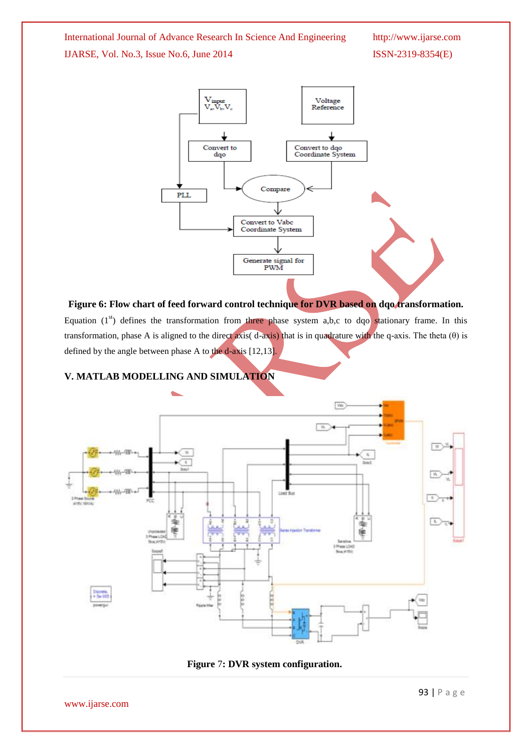**Figure 6: Flow chart of feed forward control technique for DVR based on dqo transformation.**

Equation (1[st]) defines the transformation from three phase system a,b,c to dqo stationary frame. In this transformation, phase A is aligned to the direct axis( d-axis) that is in quadrature with the q-axis. The theta (θ) is defined by the angle between phase A to the d-axis [12,13].

## V. MATLAB MODELLING AND SIMULATION

**Figure 7: DVR system configuration.**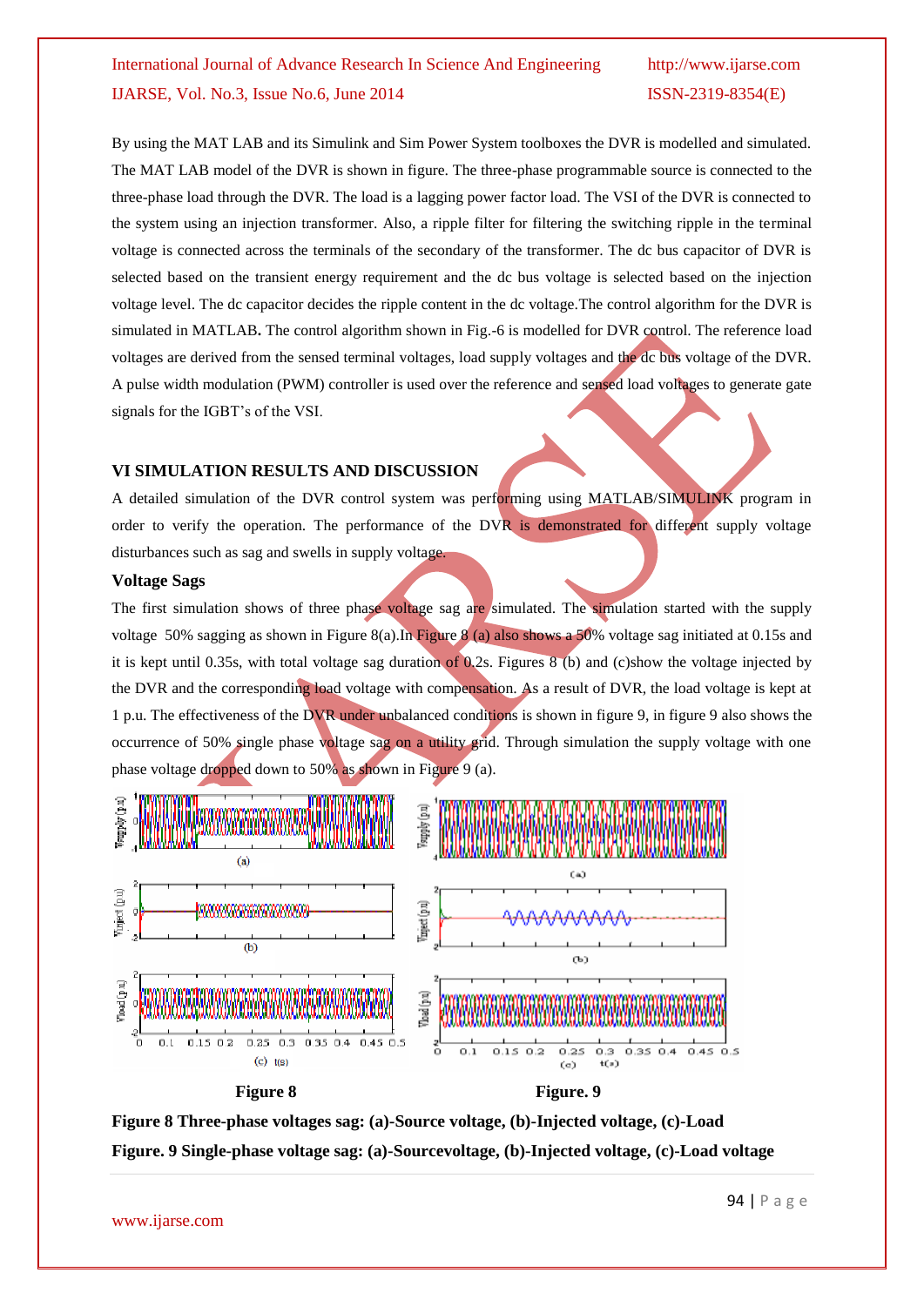By using the MAT LAB and its Simulink and Sim Power System toolboxes the DVR is modelled and simulated. The MAT LAB model of the DVR is shown in figure. The three-phase programmable source is connected to the three-phase load through the DVR. The load is a lagging power factor load. The VSI of the DVR is connected to the system using an injection transformer. Also, a ripple filter for filtering the switching ripple in the terminal voltage is connected across the terminals of the secondary of the transformer. The dc bus capacitor of DVR is selected based on the transient energy requirement and the dc bus voltage is selected based on the injection voltage level. The dc capacitor decides the ripple content in the dc voltage.The control algorithm for the DVR is simulated in MATLAB**.** The control algorithm shown in Fig.-6 is modelled for DVR control. The reference load voltages are derived from the sensed terminal voltages, load supply voltages and the dc bus voltage of the DVR. A pulse width modulation (PWM) controller is used over the reference and sensed load voltages to generate gate signals for the IGBT's of the VSI.

## VI SIMULATION RESULTS AND DISCUSSION

A detailed simulation of the DVR control system was performing using MATLAB/SIMULINK program in order to verify the operation. The performance of the DVR is demonstrated for different supply voltage disturbances such as sag and swells in supply voltage.

### Voltage Sags

The first simulation shows of three phase voltage sag are simulated. The simulation started with the supply voltage 50% sagging as shown in Figure 8(a).In Figure 8 (a) also shows a 50% voltage sag initiated at 0.15s and it is kept until 0.35s, with total voltage sag duration of 0.2s. Figures 8 (b) and (c)show the voltage injected by the DVR and the corresponding load voltage with compensation. As a result of DVR, the load voltage is kept at 1 p.u. The effectiveness of the DVR under unbalanced conditions is shown in figure 9, in figure 9 also shows the occurrence of 50% single phase voltage sag on a utility grid. Through simulation the supply voltage with one phase voltage dropped down to 50% as shown in Figure 9 (a).

**Figure 8** **Figure. 9**

**Figure 8 Three-phase voltages sag: (a)-Source voltage, (b)-Injected voltage, (c)-Load**

**Figure. 9 Single-phase voltage sag: (a)-Sourcevoltage, (b)-Injected voltage, (c)-Load voltage**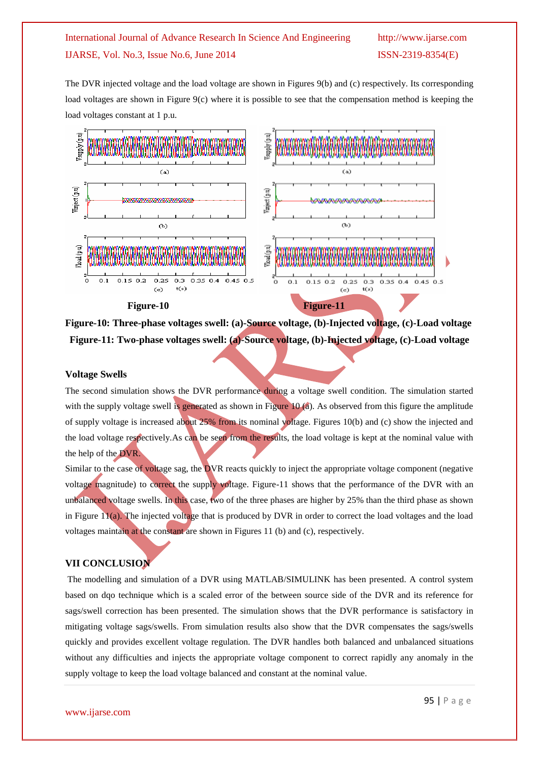The DVR injected voltage and the load voltage are shown in Figures 9(b) and (c) respectively. Its corresponding load voltages are shown in Figure 9(c) where it is possible to see that the compensation method is keeping the load voltages constant at 1 p.u.

**Figure-10** **Figure-11**

**Figure-10: Three-phase voltages swell: (a)-Source voltage, (b)-Injected voltage, (c)-Load voltage**

**Figure-11: Two-phase voltages swell: (a)-Source voltage, (b)-Injected voltage, (c)-Load voltage**

### Voltage Swells

The second simulation shows the DVR performance during a voltage swell condition. The simulation started with the supply voltage swell is generated as shown in Figure 10 (a). As observed from this figure the amplitude of supply voltage is increased about 25% from its nominal voltage. Figures 10(b) and (c) show the injected and the load voltage respectively.As can be seen from the results, the load voltage is kept at the nominal value with the help of the DVR.

Similar to the case of voltage sag, the DVR reacts quickly to inject the appropriate voltage component (negative voltage magnitude) to correct the supply voltage. Figure-11 shows that the performance of the DVR with an unbalanced voltage swells. In this case, two of the three phases are higher by 25% than the third phase as shown in Figure 11(a). The injected voltage that is produced by DVR in order to correct the load voltages and the load voltages maintain at the constant are shown in Figures 11 (b) and (c), respectively.

## VII CONCLUSION

The modelling and simulation of a DVR using MATLAB/SIMULINK has been presented. A control system based on dqo technique which is a scaled error of the between source side of the DVR and its reference for sags/swell correction has been presented. The simulation shows that the DVR performance is satisfactory in mitigating voltage sags/swells. From simulation results also show that the DVR compensates the sags/swells quickly and provides excellent voltage regulation. The DVR handles both balanced and unbalanced situations without any difficulties and injects the appropriate voltage component to correct rapidly any anomaly in the supply voltage to keep the load voltage balanced and constant at the nominal value.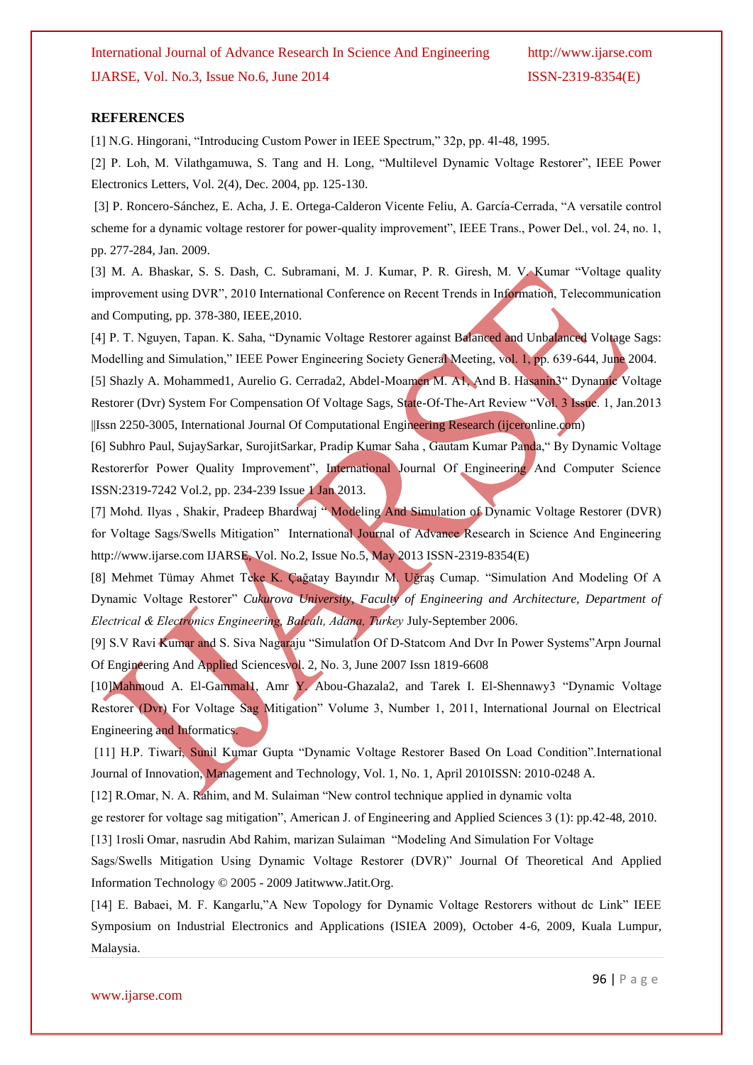## REFERENCES

[1] N.G. Hingorani, "Introducing Custom Power in IEEE Spectrum," 32p, pp. 4l-48, 1995.

[2] P. Loh, M. Vilathgamuwa, S. Tang and H. Long, "Multilevel Dynamic Voltage Restorer", IEEE Power Electronics Letters, Vol. 2(4), Dec. 2004, pp. 125-130.

[3] P. Roncero-Sánchez, E. Acha, J. E. Ortega-Calderon Vicente Feliu, A. García-Cerrada, "A versatile control scheme for a dynamic voltage restorer for power-quality improvement", IEEE Trans., Power Del., vol. 24, no. 1, pp. 277-284, Jan. 2009.

[3] M. A. Bhaskar, S. S. Dash, C. Subramani, M. J. Kumar, P. R. Giresh, M. V. Kumar "Voltage quality improvement using DVR", 2010 International Conference on Recent Trends in Information, Telecommunication and Computing, pp. 378-380, IEEE,2010.

[4] P. T. Nguyen, Tapan. K. Saha, "Dynamic Voltage Restorer against Balanced and Unbalanced Voltage Sags: Modelling and Simulation," IEEE Power Engineering Society General Meeting, vol. 1, pp. 639-644, June 2004.

[5] Shazly A. Mohammed1, Aurelio G. Cerrada2, Abdel-Moamen M. A1, And B. Hasanin3" Dynamic Voltage Restorer (Dvr) System For Compensation Of Voltage Sags, State-Of-The-Art Review "Vol. 3 Issue. 1, Jan.2013 ||Issn 2250-3005, International Journal Of Computational Engineering Research (ijceronline.com)

[6] Subhro Paul, SujaySarkar, SurojitSarkar, Pradip Kumar Saha , Gautam Kumar Panda," By Dynamic Voltage Restorerfor Power Quality Improvement", International Journal Of Engineering And Computer Science ISSN:2319-7242 Vol.2, pp. 234-239 Issue 1 Jan 2013.

[7] Mohd. Ilyas , Shakir, Pradeep Bhardwaj " Modeling And Simulation of Dynamic Voltage Restorer (DVR) for Voltage Sags/Swells Mitigation" International Journal of Advance Research in Science And Engineering http://www.ijarse.com IJARSE, Vol. No.2, Issue No.5, May 2013 ISSN-2319-8354(E)

[8] Mehmet Tümay Ahmet Teke K. Çağatay Bayındır M. Uğraş Cumap. "Simulation And Modeling Of A Dynamic Voltage Restorer" *Cukurova University, Faculty of Engineering and Architecture, Department of Electrical & Electronics Engineering, Balcalı, Adana, Turkey* July-September 2006.

[9] S.V Ravi Kumar and S. Siva Nagaraju "Simulation Of D-Statcom And Dvr In Power Systems"Arpn Journal Of Engineering And Applied Sciencesvol. 2, No. 3, June 2007 Issn 1819-6608

[10]Mahmoud A. El-Gammal1, Amr Y. Abou-Ghazala2, and Tarek I. El-Shennawy3 "Dynamic Voltage Restorer (Dvr) For Voltage Sag Mitigation" Volume 3, Number 1, 2011, International Journal on Electrical Engineering and Informatics.

[11] H.P. Tiwari, Sunil Kumar Gupta "Dynamic Voltage Restorer Based On Load Condition".International Journal of Innovation, Management and Technology, Vol. 1, No. 1, April 2010ISSN: 2010-0248 A.

[12] R.Omar, N. A. Rahim, and M. Sulaiman "New control technique applied in dynamic volta ge restorer for voltage sag mitigation", American J. of Engineering and Applied Sciences 3 (1): pp.42-48, 2010.

[13] 1rosli Omar, nasrudin Abd Rahim, marizan Sulaiman "Modeling And Simulation For Voltage Sags/Swells Mitigation Using Dynamic Voltage Restorer (DVR)" Journal Of Theoretical And Applied Information Technology © 2005 - 2009 Jatitwww.Jatit.Org.

[14] E. Babaei, M. F. Kangarlu,"A New Topology for Dynamic Voltage Restorers without dc Link" IEEE Symposium on Industrial Electronics and Applications (ISIEA 2009), October 4-6, 2009, Kuala Lumpur, Malaysia.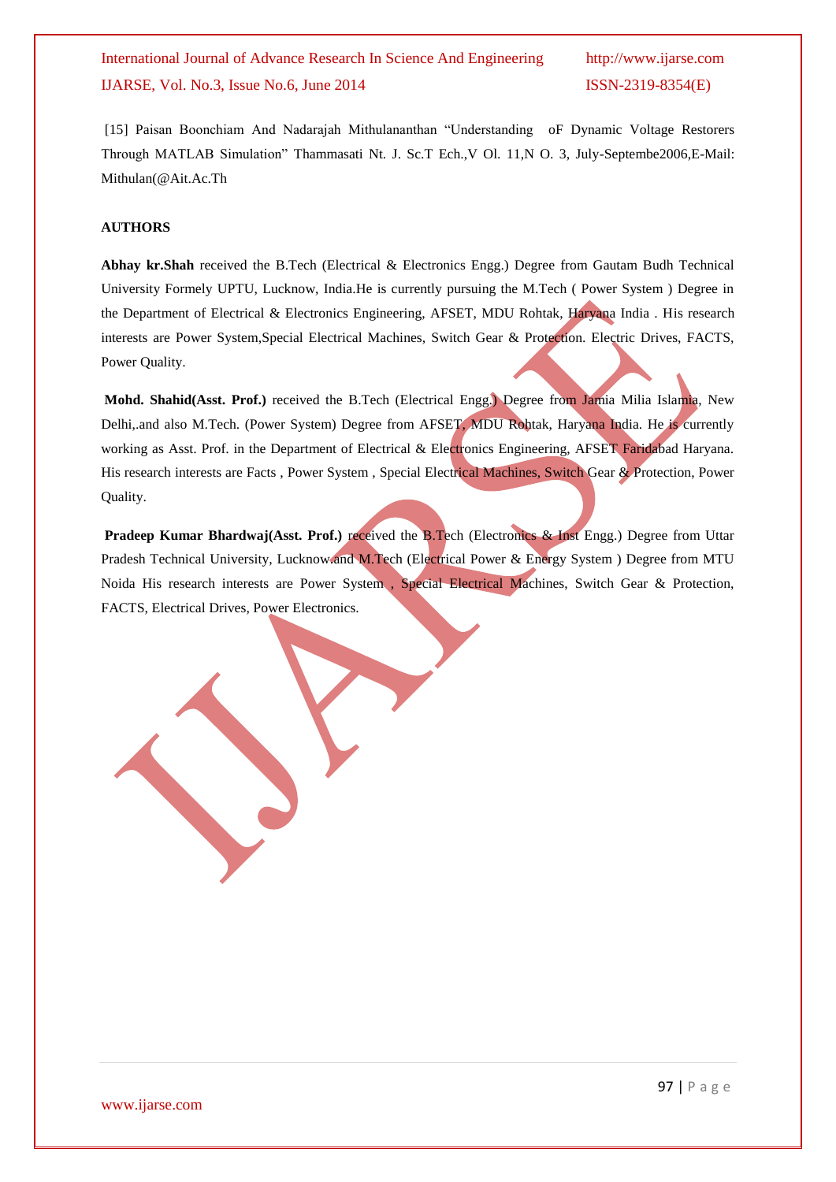[15] Paisan Boonchiam And Nadarajah Mithulananthan "Understanding oF Dynamic Voltage Restorers Through MATLAB Simulation" Thammasati Nt. J. Sc.T Ech.,V Ol. 11,N O. 3, July-Septembe2006,E-Mail: Mithulan(@Ait.Ac.Th

**AUTHORS**

**Abhay kr.Shah** received the B.Tech (Electrical & Electronics Engg.) Degree from Gautam Budh Technical University Formely UPTU, Lucknow, India.He is currently pursuing the M.Tech ( Power System ) Degree in the Department of Electrical & Electronics Engineering, AFSET, MDU Rohtak, Haryana India . His research interests are Power System,Special Electrical Machines, Switch Gear & Protection. Electric Drives, FACTS, Power Quality.

**Mohd. Shahid(Asst. Prof.)** received the B.Tech (Electrical Engg.) Degree from Jamia Milia Islamia, New Delhi,.and also M.Tech. (Power System) Degree from AFSET, MDU Rohtak, Haryana India. He is currently working as Asst. Prof. in the Department of Electrical & Electronics Engineering, AFSET Faridabad Haryana. His research interests are Facts , Power System , Special Electrical Machines, Switch Gear & Protection, Power Quality.

**Pradeep Kumar Bhardwaj(Asst. Prof.)** received the B.Tech (Electronics & Inst Engg.) Degree from Uttar Pradesh Technical University, Lucknow.and M.Tech (Electrical Power & Energy System ) Degree from MTU Noida His research interests are Power System , Special Electrical Machines, Switch Gear & Protection, FACTS, Electrical Drives, Power Electronics.